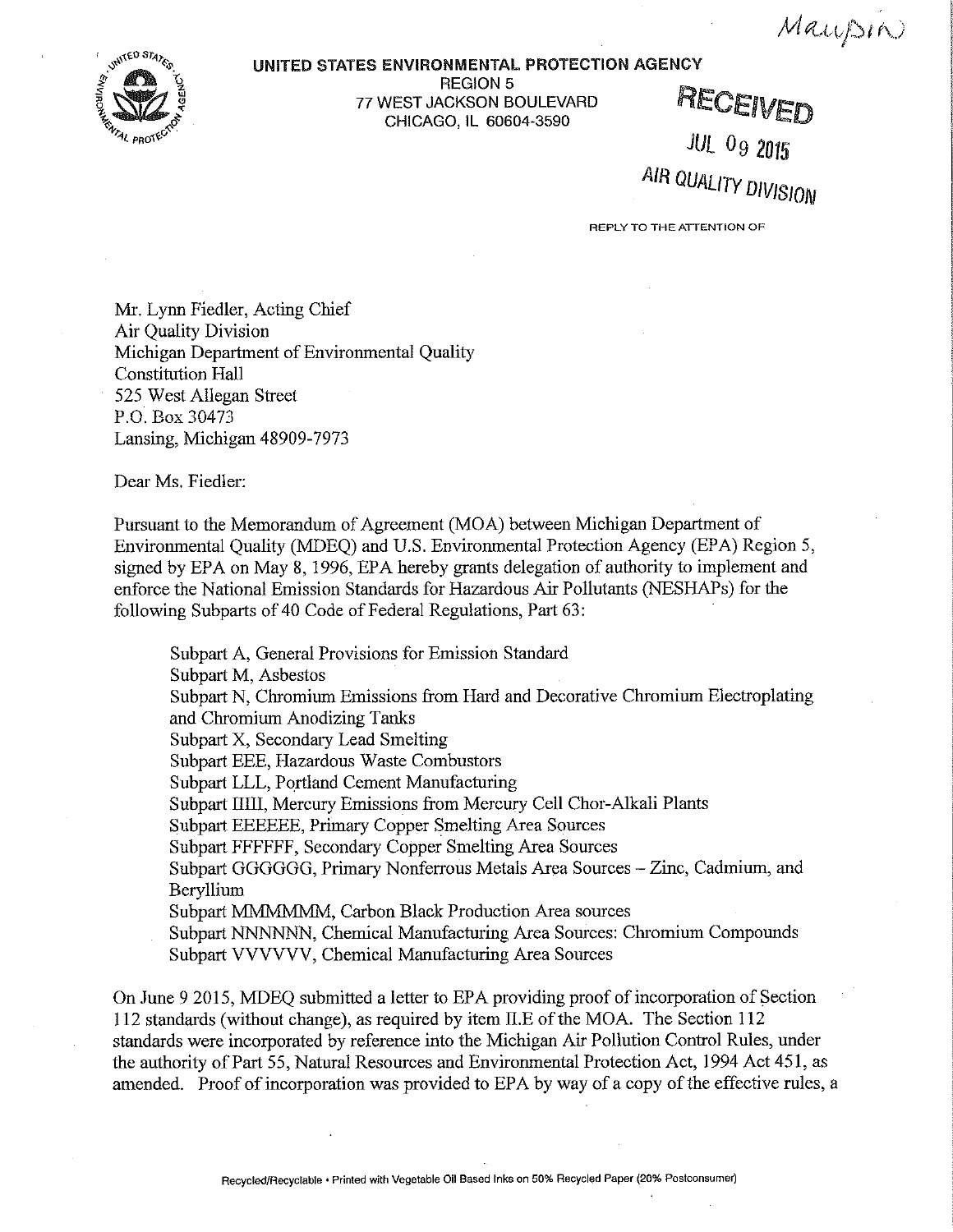Maupin

**UNITED STATES ENVIRONMENTAL PROTECTION AGENCY**
REGION 5
77 WEST JACKSON BOULEVARD
CHICAGO, IL 60604-3590

RECEIVED
JUL 09 2015
AIR QUALITY DIVISION

REPLY TO THE ATTENTION OF

Mr. Lynn Fiedler, Acting Chief
Air Quality Division
Michigan Department of Environmental Quality
Constitution Hall
525 West Allegan Street
P.O. Box 30473
Lansing, Michigan 48909-7973

Dear Ms. Fiedler:

Pursuant to the Memorandum of Agreement (MOA) between Michigan Department of Environmental Quality (MDEQ) and U.S. Environmental Protection Agency (EPA) Region 5, signed by EPA on May 8, 1996, EPA hereby grants delegation of authority to implement and enforce the National Emission Standards for Hazardous Air Pollutants (NESHAPs) for the following Subparts of 40 Code of Federal Regulations, Part 63:

Subpart A, General Provisions for Emission Standard
Subpart M, Asbestos
Subpart N, Chromium Emissions from Hard and Decorative Chromium Electroplating and Chromium Anodizing Tanks
Subpart X, Secondary Lead Smelting
Subpart EEE, Hazardous Waste Combustors
Subpart LLL, Portland Cement Manufacturing
Subpart IIIII, Mercury Emissions from Mercury Cell Chor-Alkali Plants
Subpart EEEEEE, Primary Copper Smelting Area Sources
Subpart FFFFFF, Secondary Copper Smelting Area Sources
Subpart GGGGGG, Primary Nonferrous Metals Area Sources – Zinc, Cadmium, and Beryllium
Subpart MMMMMM, Carbon Black Production Area sources
Subpart NNNNNN, Chemical Manufacturing Area Sources: Chromium Compounds
Subpart VVVVVV, Chemical Manufacturing Area Sources

On June 9 2015, MDEQ submitted a letter to EPA providing proof of incorporation of Section 112 standards (without change), as required by item II.E of the MOA. The Section 112 standards were incorporated by reference into the Michigan Air Pollution Control Rules, under the authority of Part 55, Natural Resources and Environmental Protection Act, 1994 Act 451, as amended. Proof of incorporation was provided to EPA by way of a copy of the effective rules, a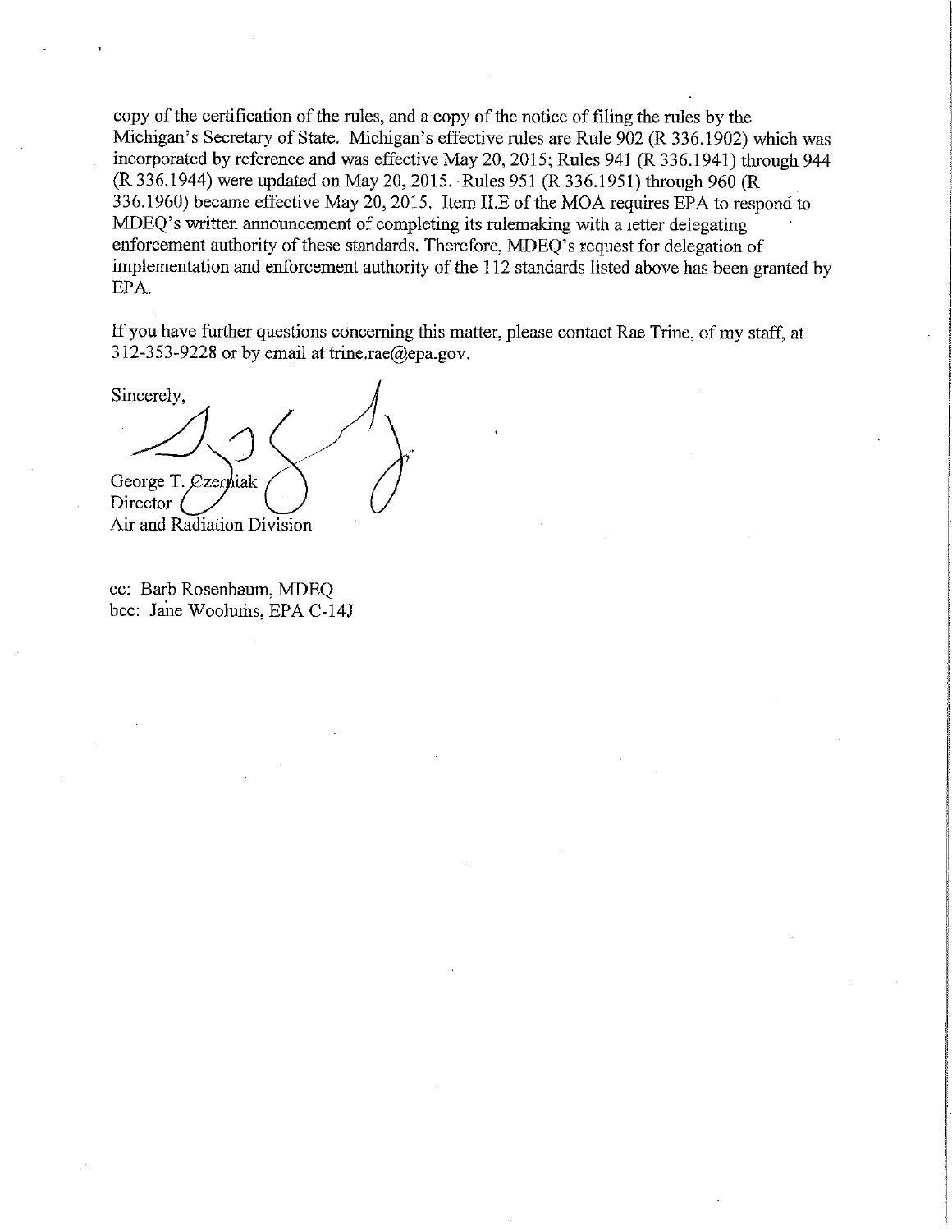copy of the certification of the rules, and a copy of the notice of filing the rules by the Michigan's Secretary of State. Michigan's effective rules are Rule 902 (R 336.1902) which was incorporated by reference and was effective May 20, 2015; Rules 941 (R 336.1941) through 944 (R 336.1944) were updated on May 20, 2015. Rules 951 (R 336.1951) through 960 (R 336.1960) became effective May 20, 2015. Item II.E of the MOA requires EPA to respond to MDEQ's written announcement of completing its rulemaking with a letter delegating enforcement authority of these standards. Therefore, MDEQ's request for delegation of implementation and enforcement authority of the 112 standards listed above has been granted by EPA.

If you have further questions concerning this matter, please contact Rae Trine, of my staff, at 312-353-9228 or by email at trine.rae@epa.gov.

Sincerely,

George T. Czerniak
Director
Air and Radiation Division

cc: Barb Rosenbaum, MDEQ
bcc: Jane Woolums, EPA C-14J